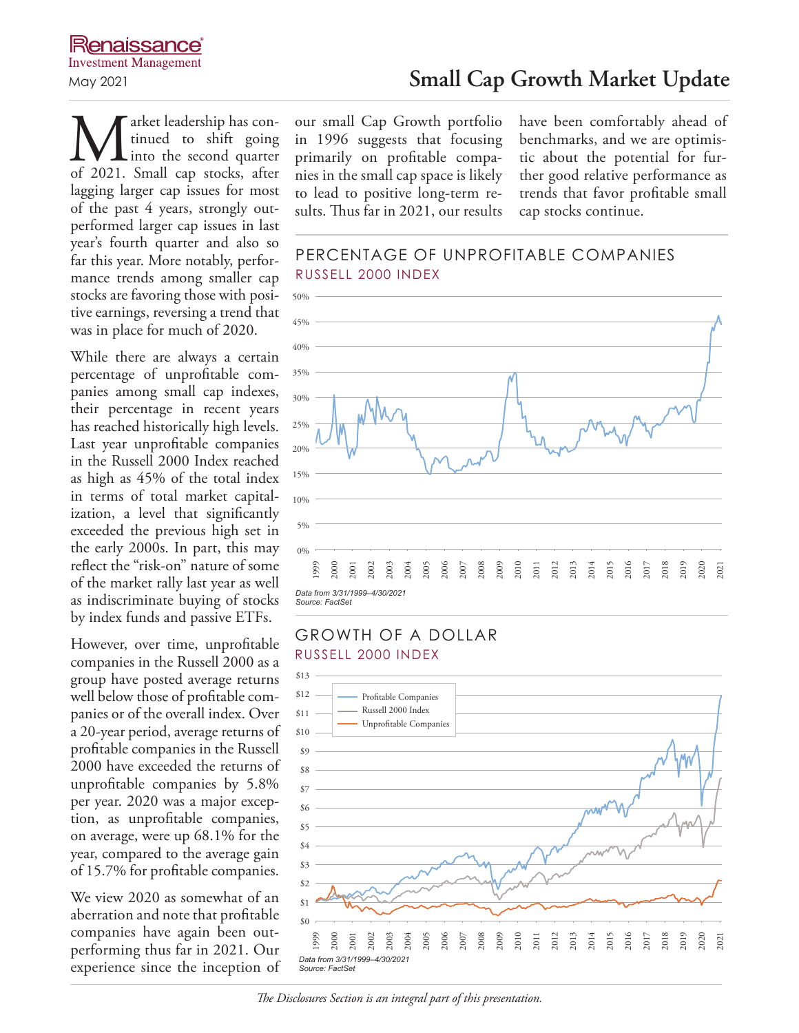Renaissance Investment Management

May 2021

# Small Cap Growth Market Update

Market leadership has continued to shift going into the second quarter of 2021. Small cap stocks, after lagging larger cap issues for most of the past 4 years, strongly outperformed larger cap issues in last year's fourth quarter and also so far this year. More notably, performance trends among smaller cap stocks are favoring those with positive earnings, reversing a trend that was in place for much of 2020.

While there are always a certain percentage of unprofitable companies among small cap indexes, their percentage in recent years has reached historically high levels. Last year unprofitable companies in the Russell 2000 Index reached as high as 45% of the total index in terms of total market capitalization, a level that significantly exceeded the previous high set in the early 2000s. In part, this may reflect the "risk-on" nature of some of the market rally last year as well as indiscriminate buying of stocks by index funds and passive ETFs.

However, over time, unprofitable companies in the Russell 2000 as a group have posted average returns well below those of profitable companies or of the overall index. Over a 20-year period, average returns of profitable companies in the Russell 2000 have exceeded the returns of unprofitable companies by 5.8% per year. 2020 was a major exception, as unprofitable companies, on average, were up 68.1% for the year, compared to the average gain of 15.7% for profitable companies.

We view 2020 as somewhat of an aberration and note that profitable companies have again been outperforming thus far in 2021. Our experience since the inception of our small Cap Growth portfolio in 1996 suggests that focusing primarily on profitable companies in the small cap space is likely to lead to positive long-term results. Thus far in 2021, our results have been comfortably ahead of benchmarks, and we are optimistic about the potential for further good relative performance as trends that favor profitable small cap stocks continue.

## PERCENTAGE OF UNPROFITABLE COMPANIES
### RUSSELL 2000 INDEX

*Data from 3/31/1999–4/30/2021*
*Source: FactSet*

## GROWTH OF A DOLLAR
### RUSSELL 2000 INDEX

*Data from 3/31/1999–4/30/2021*
*Source: FactSet*

*The Disclosures Section is an integral part of this presentation.*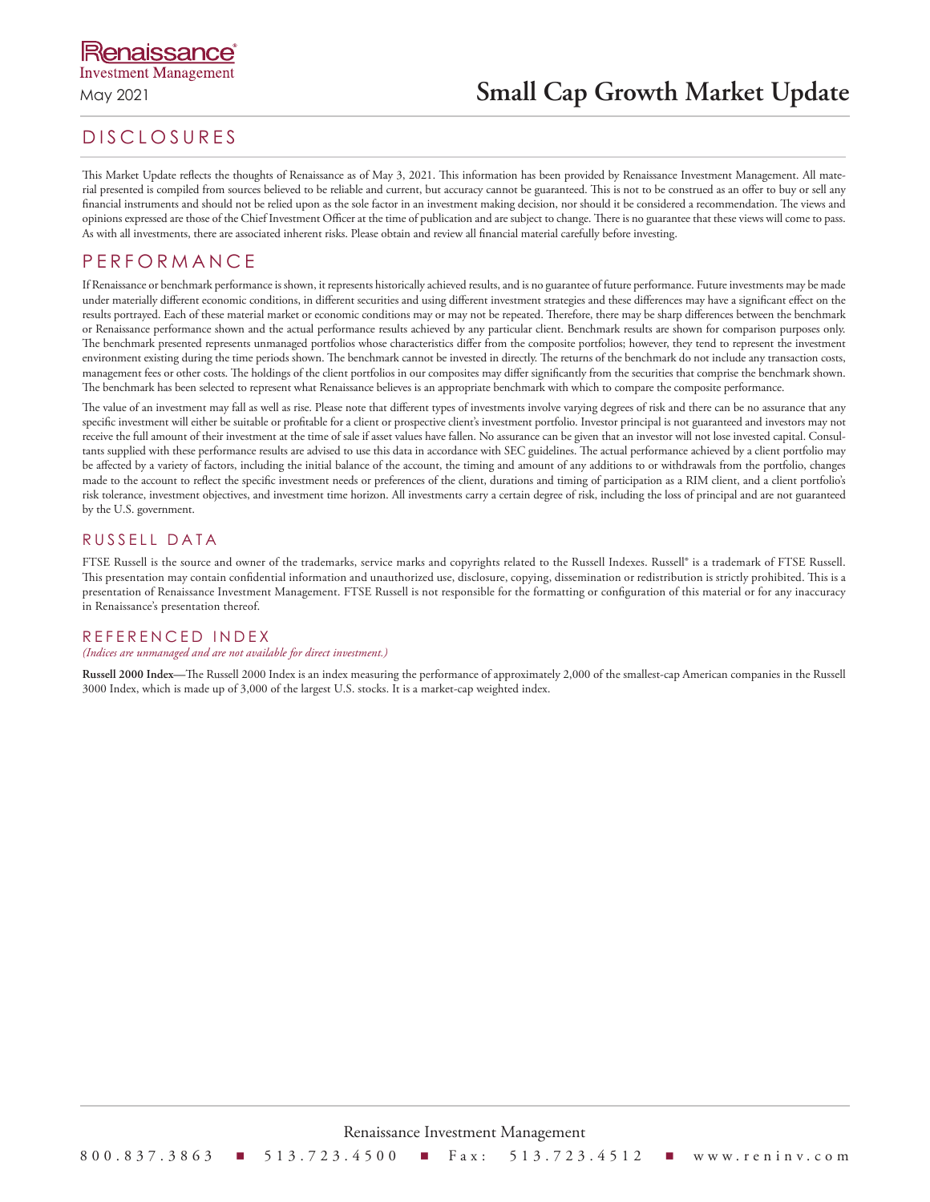## DISCLOSURES

This Market Update reflects the thoughts of Renaissance as of May 3, 2021. This information has been provided by Renaissance Investment Management. All material presented is compiled from sources believed to be reliable and current, but accuracy cannot be guaranteed. This is not to be construed as an offer to buy or sell any financial instruments and should not be relied upon as the sole factor in an investment making decision, nor should it be considered a recommendation. The views and opinions expressed are those of the Chief Investment Officer at the time of publication and are subject to change. There is no guarantee that these views will come to pass. As with all investments, there are associated inherent risks. Please obtain and review all financial material carefully before investing.

## PERFORMANCE

If Renaissance or benchmark performance is shown, it represents historically achieved results, and is no guarantee of future performance. Future investments may be made under materially different economic conditions, in different securities and using different investment strategies and these differences may have a significant effect on the results portrayed. Each of these material market or economic conditions may or may not be repeated. Therefore, there may be sharp differences between the benchmark or Renaissance performance shown and the actual performance results achieved by any particular client. Benchmark results are shown for comparison purposes only. The benchmark presented represents unmanaged portfolios whose characteristics differ from the composite portfolios; however, they tend to represent the investment environment existing during the time periods shown. The benchmark cannot be invested in directly. The returns of the benchmark do not include any transaction costs, management fees or other costs. The holdings of the client portfolios in our composites may differ significantly from the securities that comprise the benchmark shown. The benchmark has been selected to represent what Renaissance believes is an appropriate benchmark with which to compare the composite performance.

The value of an investment may fall as well as rise. Please note that different types of investments involve varying degrees of risk and there can be no assurance that any specific investment will either be suitable or profitable for a client or prospective client's investment portfolio. Investor principal is not guaranteed and investors may not receive the full amount of their investment at the time of sale if asset values have fallen. No assurance can be given that an investor will not lose invested capital. Consultants supplied with these performance results are advised to use this data in accordance with SEC guidelines. The actual performance achieved by a client portfolio may be affected by a variety of factors, including the initial balance of the account, the timing and amount of any additions to or withdrawals from the portfolio, changes made to the account to reflect the specific investment needs or preferences of the client, durations and timing of participation as a RIM client, and a client portfolio's risk tolerance, investment objectives, and investment time horizon. All investments carry a certain degree of risk, including the loss of principal and are not guaranteed by the U.S. government.

## RUSSELL DATA

FTSE Russell is the source and owner of the trademarks, service marks and copyrights related to the Russell Indexes. Russell® is a trademark of FTSE Russell. This presentation may contain confidential information and unauthorized use, disclosure, copying, dissemination or redistribution is strictly prohibited. This is a presentation of Renaissance Investment Management. FTSE Russell is not responsible for the formatting or configuration of this material or for any inaccuracy in Renaissance's presentation thereof.

## REFERENCED INDEX

*(Indices are unmanaged and are not available for direct investment.)*

**Russell 2000 Index**—The Russell 2000 Index is an index measuring the performance of approximately 2,000 of the smallest-cap American companies in the Russell 3000 Index, which is made up of 3,000 of the largest U.S. stocks. It is a market-cap weighted index.

Renaissance Investment Management

800.837.3863 ■ 513.723.4500 ■ Fax: 513.723.4512 ■ www.reninv.com